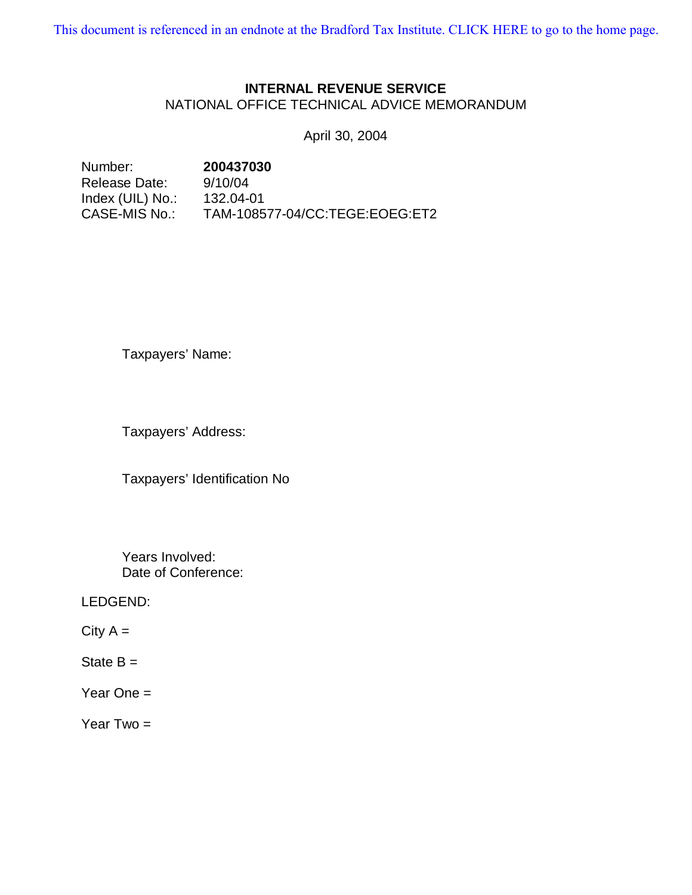This document is referenced in an endnote at the Bradford Tax Institute. CLICK HERE to go to the home page.

**INTERNAL REVENUE SERVICE**

NATIONAL OFFICE TECHNICAL ADVICE MEMORANDUM

April 30, 2004

Number: **200437030**
Release Date: 9/10/04
Index (UIL) No.: 132.04-01
CASE-MIS No.: TAM-108577-04/CC:TEGE:EOEG:ET2

Taxpayers' Name:

Taxpayers' Address:

Taxpayers' Identification No

Years Involved:
Date of Conference:

LEDGEND:

City A =

State B =

Year One =

Year Two =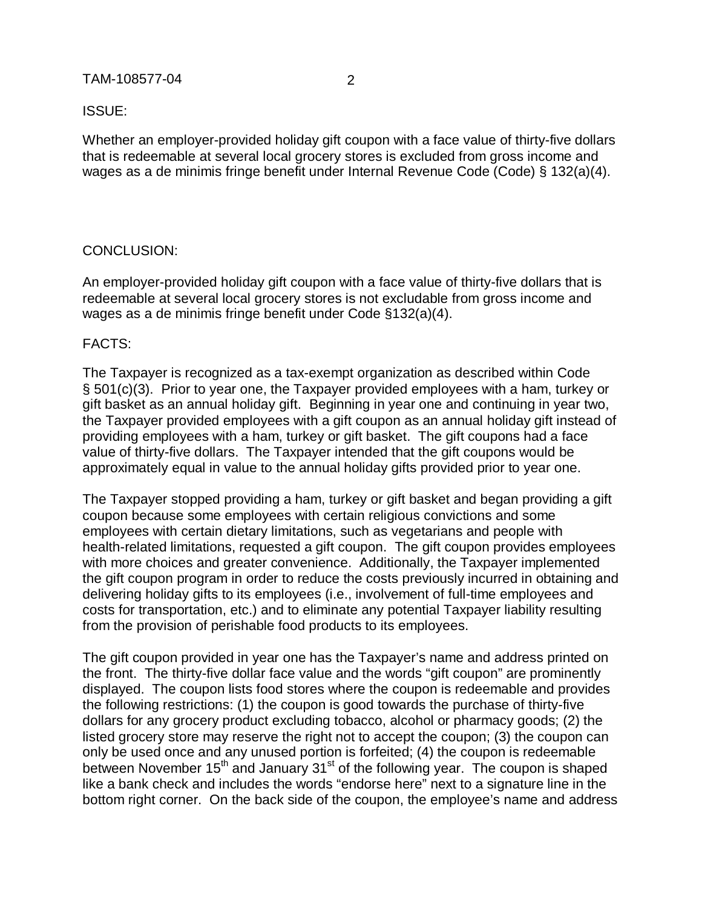ISSUE:

Whether an employer-provided holiday gift coupon with a face value of thirty-five dollars that is redeemable at several local grocery stores is excluded from gross income and wages as a de minimis fringe benefit under Internal Revenue Code (Code) § 132(a)(4).

CONCLUSION:

An employer-provided holiday gift coupon with a face value of thirty-five dollars that is redeemable at several local grocery stores is not excludable from gross income and wages as a de minimis fringe benefit under Code §132(a)(4).

FACTS:

The Taxpayer is recognized as a tax-exempt organization as described within Code § 501(c)(3). Prior to year one, the Taxpayer provided employees with a ham, turkey or gift basket as an annual holiday gift. Beginning in year one and continuing in year two, the Taxpayer provided employees with a gift coupon as an annual holiday gift instead of providing employees with a ham, turkey or gift basket. The gift coupons had a face value of thirty-five dollars. The Taxpayer intended that the gift coupons would be approximately equal in value to the annual holiday gifts provided prior to year one.

The Taxpayer stopped providing a ham, turkey or gift basket and began providing a gift coupon because some employees with certain religious convictions and some employees with certain dietary limitations, such as vegetarians and people with health-related limitations, requested a gift coupon. The gift coupon provides employees with more choices and greater convenience. Additionally, the Taxpayer implemented the gift coupon program in order to reduce the costs previously incurred in obtaining and delivering holiday gifts to its employees (i.e., involvement of full-time employees and costs for transportation, etc.) and to eliminate any potential Taxpayer liability resulting from the provision of perishable food products to its employees.

The gift coupon provided in year one has the Taxpayer's name and address printed on the front. The thirty-five dollar face value and the words "gift coupon" are prominently displayed. The coupon lists food stores where the coupon is redeemable and provides the following restrictions: (1) the coupon is good towards the purchase of thirty-five dollars for any grocery product excluding tobacco, alcohol or pharmacy goods; (2) the listed grocery store may reserve the right not to accept the coupon; (3) the coupon can only be used once and any unused portion is forfeited; (4) the coupon is redeemable between November 15th and January 31st of the following year. The coupon is shaped like a bank check and includes the words "endorse here" next to a signature line in the bottom right corner. On the back side of the coupon, the employee's name and address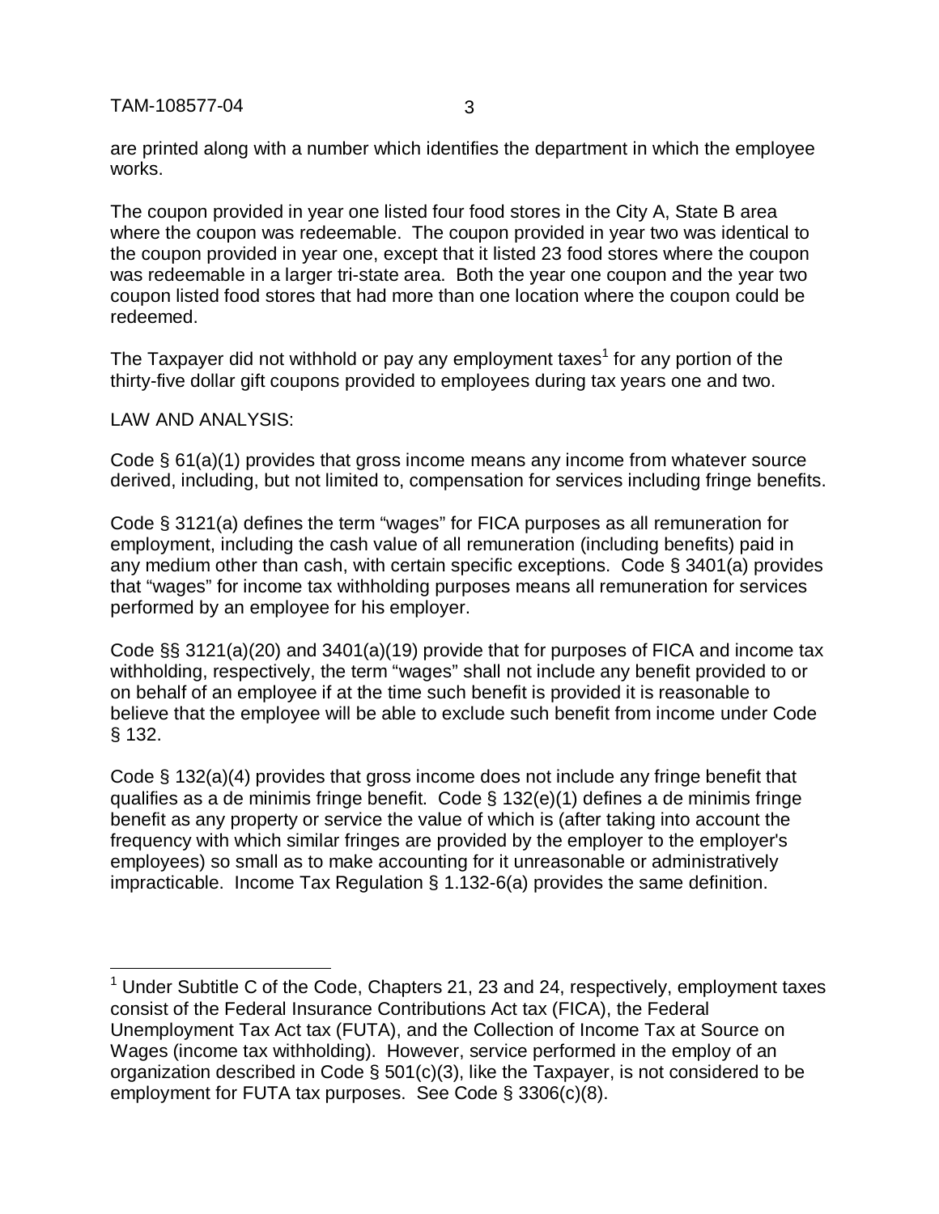are printed along with a number which identifies the department in which the employee works.

The coupon provided in year one listed four food stores in the City A, State B area where the coupon was redeemable. The coupon provided in year two was identical to the coupon provided in year one, except that it listed 23 food stores where the coupon was redeemable in a larger tri-state area. Both the year one coupon and the year two coupon listed food stores that had more than one location where the coupon could be redeemed.

The Taxpayer did not withhold or pay any employment taxes[1] for any portion of the thirty-five dollar gift coupons provided to employees during tax years one and two.

LAW AND ANALYSIS:

Code § 61(a)(1) provides that gross income means any income from whatever source derived, including, but not limited to, compensation for services including fringe benefits.

Code § 3121(a) defines the term "wages" for FICA purposes as all remuneration for employment, including the cash value of all remuneration (including benefits) paid in any medium other than cash, with certain specific exceptions. Code § 3401(a) provides that "wages" for income tax withholding purposes means all remuneration for services performed by an employee for his employer.

Code §§ 3121(a)(20) and 3401(a)(19) provide that for purposes of FICA and income tax withholding, respectively, the term "wages" shall not include any benefit provided to or on behalf of an employee if at the time such benefit is provided it is reasonable to believe that the employee will be able to exclude such benefit from income under Code § 132.

Code § 132(a)(4) provides that gross income does not include any fringe benefit that qualifies as a de minimis fringe benefit. Code § 132(e)(1) defines a de minimis fringe benefit as any property or service the value of which is (after taking into account the frequency with which similar fringes are provided by the employer to the employer's employees) so small as to make accounting for it unreasonable or administratively impracticable. Income Tax Regulation § 1.132-6(a) provides the same definition.

---

[1] Under Subtitle C of the Code, Chapters 21, 23 and 24, respectively, employment taxes consist of the Federal Insurance Contributions Act tax (FICA), the Federal Unemployment Tax Act tax (FUTA), and the Collection of Income Tax at Source on Wages (income tax withholding). However, service performed in the employ of an organization described in Code § 501(c)(3), like the Taxpayer, is not considered to be employment for FUTA tax purposes. See Code § 3306(c)(8).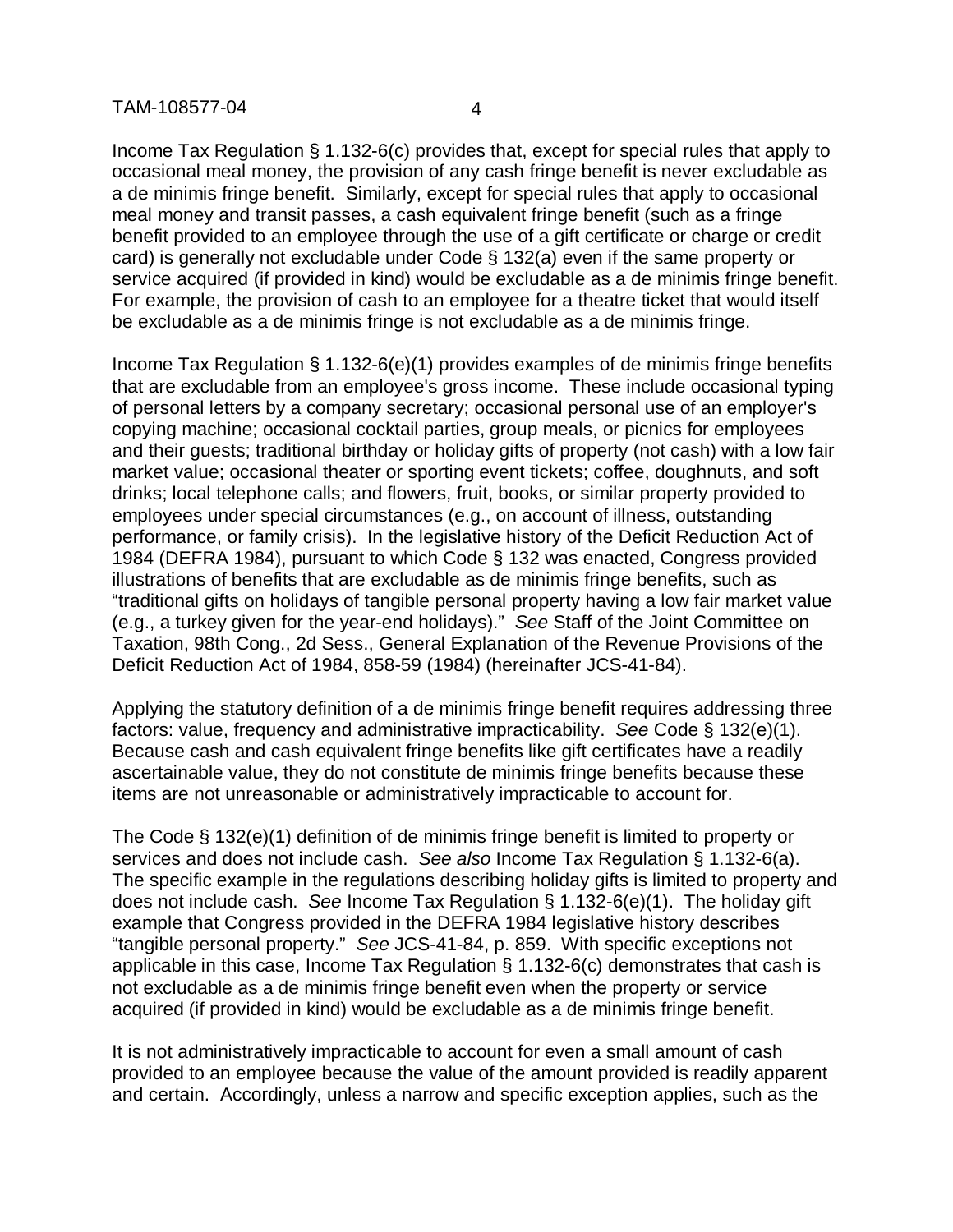Income Tax Regulation § 1.132-6(c) provides that, except for special rules that apply to occasional meal money, the provision of any cash fringe benefit is never excludable as a de minimis fringe benefit. Similarly, except for special rules that apply to occasional meal money and transit passes, a cash equivalent fringe benefit (such as a fringe benefit provided to an employee through the use of a gift certificate or charge or credit card) is generally not excludable under Code § 132(a) even if the same property or service acquired (if provided in kind) would be excludable as a de minimis fringe benefit. For example, the provision of cash to an employee for a theatre ticket that would itself be excludable as a de minimis fringe is not excludable as a de minimis fringe.

Income Tax Regulation § 1.132-6(e)(1) provides examples of de minimis fringe benefits that are excludable from an employee's gross income. These include occasional typing of personal letters by a company secretary; occasional personal use of an employer's copying machine; occasional cocktail parties, group meals, or picnics for employees and their guests; traditional birthday or holiday gifts of property (not cash) with a low fair market value; occasional theater or sporting event tickets; coffee, doughnuts, and soft drinks; local telephone calls; and flowers, fruit, books, or similar property provided to employees under special circumstances (e.g., on account of illness, outstanding performance, or family crisis). In the legislative history of the Deficit Reduction Act of 1984 (DEFRA 1984), pursuant to which Code § 132 was enacted, Congress provided illustrations of benefits that are excludable as de minimis fringe benefits, such as "traditional gifts on holidays of tangible personal property having a low fair market value (e.g., a turkey given for the year-end holidays)." *See* Staff of the Joint Committee on Taxation, 98th Cong., 2d Sess., General Explanation of the Revenue Provisions of the Deficit Reduction Act of 1984, 858-59 (1984) (hereinafter JCS-41-84).

Applying the statutory definition of a de minimis fringe benefit requires addressing three factors: value, frequency and administrative impracticability. *See* Code § 132(e)(1). Because cash and cash equivalent fringe benefits like gift certificates have a readily ascertainable value, they do not constitute de minimis fringe benefits because these items are not unreasonable or administratively impracticable to account for.

The Code § 132(e)(1) definition of de minimis fringe benefit is limited to property or services and does not include cash. *See also* Income Tax Regulation § 1.132-6(a). The specific example in the regulations describing holiday gifts is limited to property and does not include cash. *See* Income Tax Regulation § 1.132-6(e)(1). The holiday gift example that Congress provided in the DEFRA 1984 legislative history describes "tangible personal property." *See* JCS-41-84, p. 859. With specific exceptions not applicable in this case, Income Tax Regulation § 1.132-6(c) demonstrates that cash is not excludable as a de minimis fringe benefit even when the property or service acquired (if provided in kind) would be excludable as a de minimis fringe benefit.

It is not administratively impracticable to account for even a small amount of cash provided to an employee because the value of the amount provided is readily apparent and certain. Accordingly, unless a narrow and specific exception applies, such as the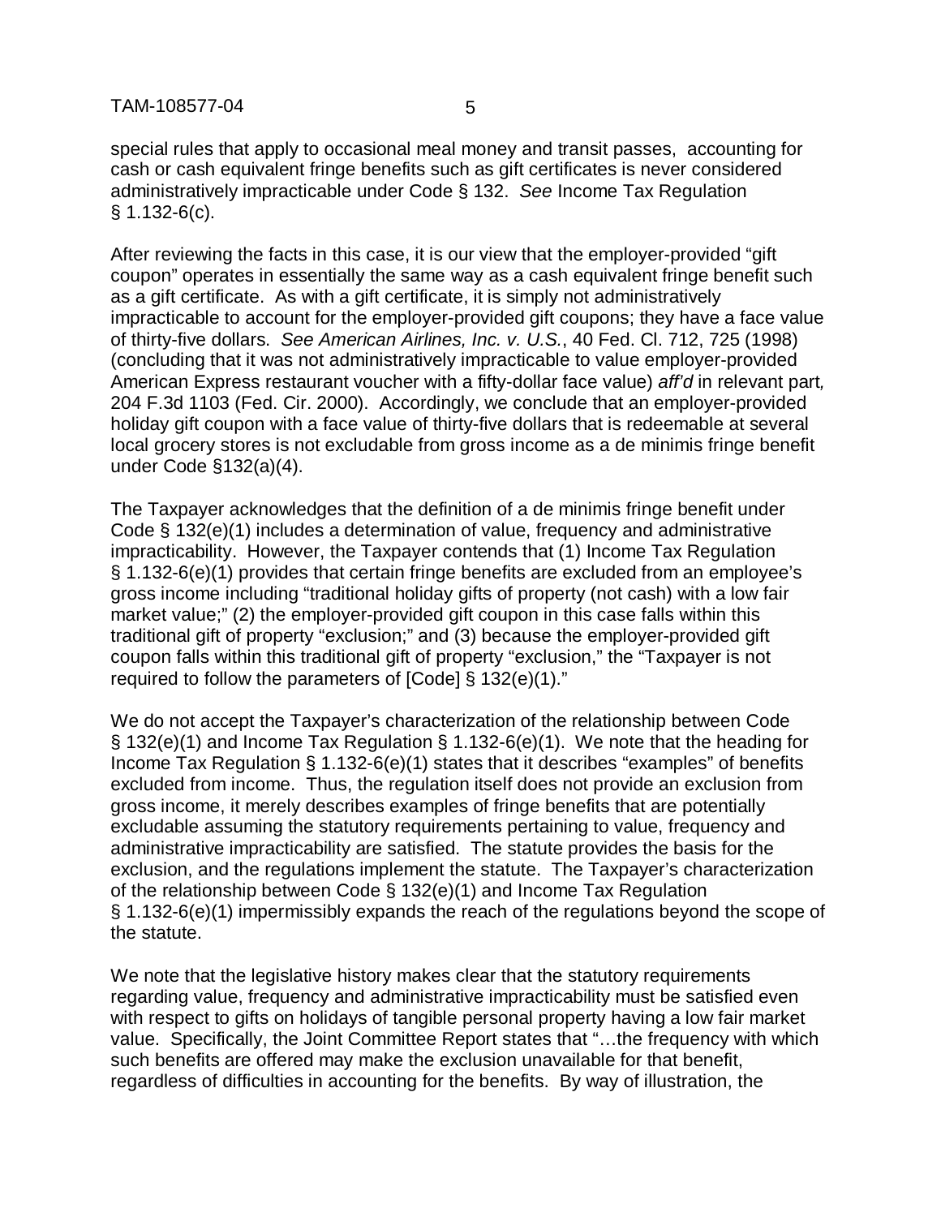special rules that apply to occasional meal money and transit passes, accounting for cash or cash equivalent fringe benefits such as gift certificates is never considered administratively impracticable under Code § 132. *See* Income Tax Regulation § 1.132-6(c).

After reviewing the facts in this case, it is our view that the employer-provided "gift coupon" operates in essentially the same way as a cash equivalent fringe benefit such as a gift certificate. As with a gift certificate, it is simply not administratively impracticable to account for the employer-provided gift coupons; they have a face value of thirty-five dollars. *See American Airlines, Inc. v. U.S.*, 40 Fed. Cl. 712, 725 (1998) (concluding that it was not administratively impracticable to value employer-provided American Express restaurant voucher with a fifty-dollar face value) *aff'd* in relevant part*,* 204 F.3d 1103 (Fed. Cir. 2000). Accordingly, we conclude that an employer-provided holiday gift coupon with a face value of thirty-five dollars that is redeemable at several local grocery stores is not excludable from gross income as a de minimis fringe benefit under Code §132(a)(4).

The Taxpayer acknowledges that the definition of a de minimis fringe benefit under Code § 132(e)(1) includes a determination of value, frequency and administrative impracticability. However, the Taxpayer contends that (1) Income Tax Regulation § 1.132-6(e)(1) provides that certain fringe benefits are excluded from an employee's gross income including "traditional holiday gifts of property (not cash) with a low fair market value;" (2) the employer-provided gift coupon in this case falls within this traditional gift of property "exclusion;" and (3) because the employer-provided gift coupon falls within this traditional gift of property "exclusion," the "Taxpayer is not required to follow the parameters of [Code] § 132(e)(1)."

We do not accept the Taxpayer's characterization of the relationship between Code § 132(e)(1) and Income Tax Regulation § 1.132-6(e)(1). We note that the heading for Income Tax Regulation § 1.132-6(e)(1) states that it describes "examples" of benefits excluded from income. Thus, the regulation itself does not provide an exclusion from gross income, it merely describes examples of fringe benefits that are potentially excludable assuming the statutory requirements pertaining to value, frequency and administrative impracticability are satisfied. The statute provides the basis for the exclusion, and the regulations implement the statute. The Taxpayer's characterization of the relationship between Code § 132(e)(1) and Income Tax Regulation § 1.132-6(e)(1) impermissibly expands the reach of the regulations beyond the scope of the statute.

We note that the legislative history makes clear that the statutory requirements regarding value, frequency and administrative impracticability must be satisfied even with respect to gifts on holidays of tangible personal property having a low fair market value. Specifically, the Joint Committee Report states that "…the frequency with which such benefits are offered may make the exclusion unavailable for that benefit, regardless of difficulties in accounting for the benefits. By way of illustration, the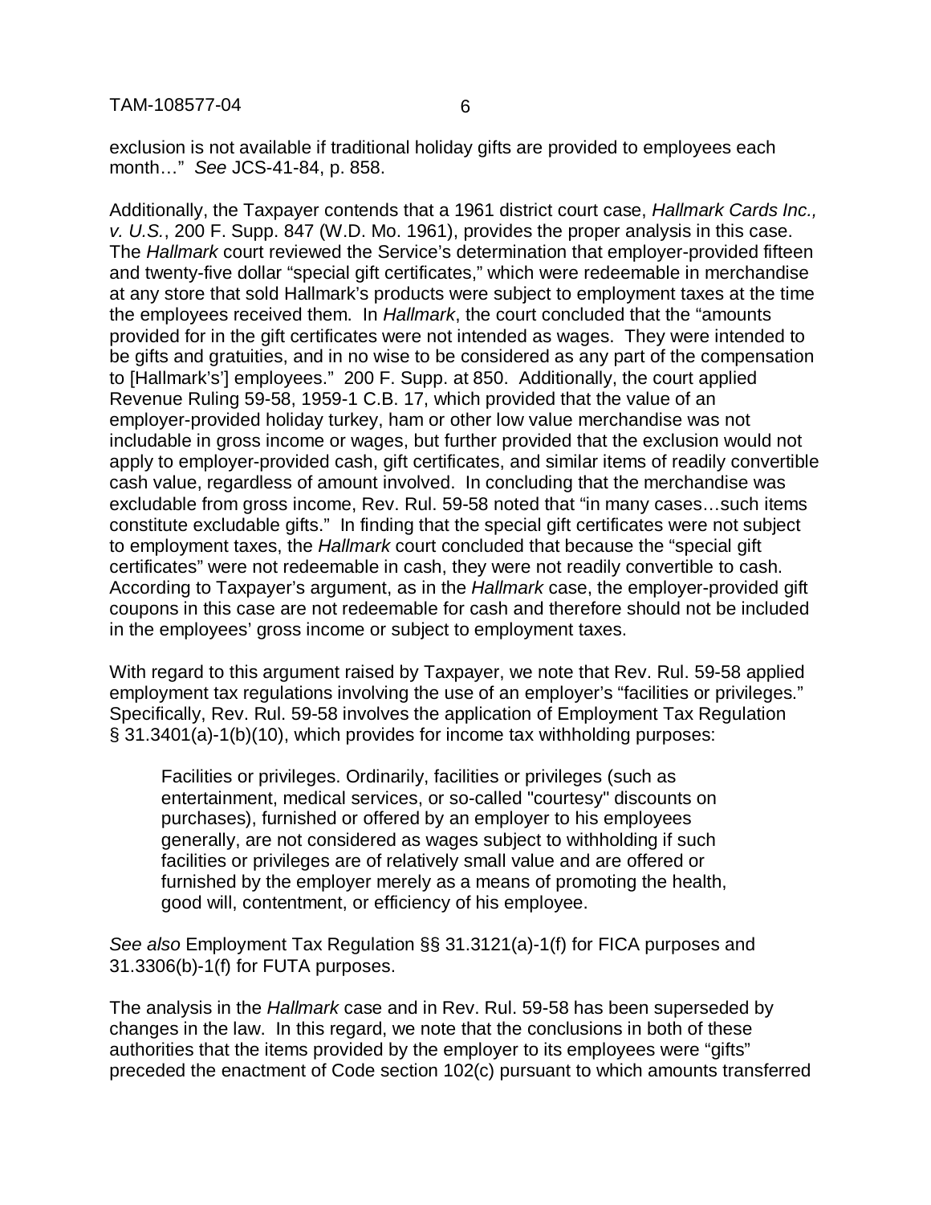exclusion is not available if traditional holiday gifts are provided to employees each month…" *See* JCS-41-84, p. 858.

Additionally, the Taxpayer contends that a 1961 district court case, *Hallmark Cards Inc., v. U.S.*, 200 F. Supp. 847 (W.D. Mo. 1961), provides the proper analysis in this case. The *Hallmark* court reviewed the Service's determination that employer-provided fifteen and twenty-five dollar "special gift certificates," which were redeemable in merchandise at any store that sold Hallmark's products were subject to employment taxes at the time the employees received them. In *Hallmark*, the court concluded that the "amounts provided for in the gift certificates were not intended as wages. They were intended to be gifts and gratuities, and in no wise to be considered as any part of the compensation to [Hallmark's'] employees." 200 F. Supp. at 850. Additionally, the court applied Revenue Ruling 59-58, 1959-1 C.B. 17, which provided that the value of an employer-provided holiday turkey, ham or other low value merchandise was not includable in gross income or wages, but further provided that the exclusion would not apply to employer-provided cash, gift certificates, and similar items of readily convertible cash value, regardless of amount involved. In concluding that the merchandise was excludable from gross income, Rev. Rul. 59-58 noted that "in many cases…such items constitute excludable gifts." In finding that the special gift certificates were not subject to employment taxes, the *Hallmark* court concluded that because the "special gift certificates" were not redeemable in cash, they were not readily convertible to cash. According to Taxpayer's argument, as in the *Hallmark* case, the employer-provided gift coupons in this case are not redeemable for cash and therefore should not be included in the employees' gross income or subject to employment taxes.

With regard to this argument raised by Taxpayer, we note that Rev. Rul. 59-58 applied employment tax regulations involving the use of an employer's "facilities or privileges." Specifically, Rev. Rul. 59-58 involves the application of Employment Tax Regulation § 31.3401(a)-1(b)(10), which provides for income tax withholding purposes:

> Facilities or privileges. Ordinarily, facilities or privileges (such as entertainment, medical services, or so-called "courtesy" discounts on purchases), furnished or offered by an employer to his employees generally, are not considered as wages subject to withholding if such facilities or privileges are of relatively small value and are offered or furnished by the employer merely as a means of promoting the health, good will, contentment, or efficiency of his employee.

*See also* Employment Tax Regulation §§ 31.3121(a)-1(f) for FICA purposes and 31.3306(b)-1(f) for FUTA purposes.

The analysis in the *Hallmark* case and in Rev. Rul. 59-58 has been superseded by changes in the law. In this regard, we note that the conclusions in both of these authorities that the items provided by the employer to its employees were "gifts" preceded the enactment of Code section 102(c) pursuant to which amounts transferred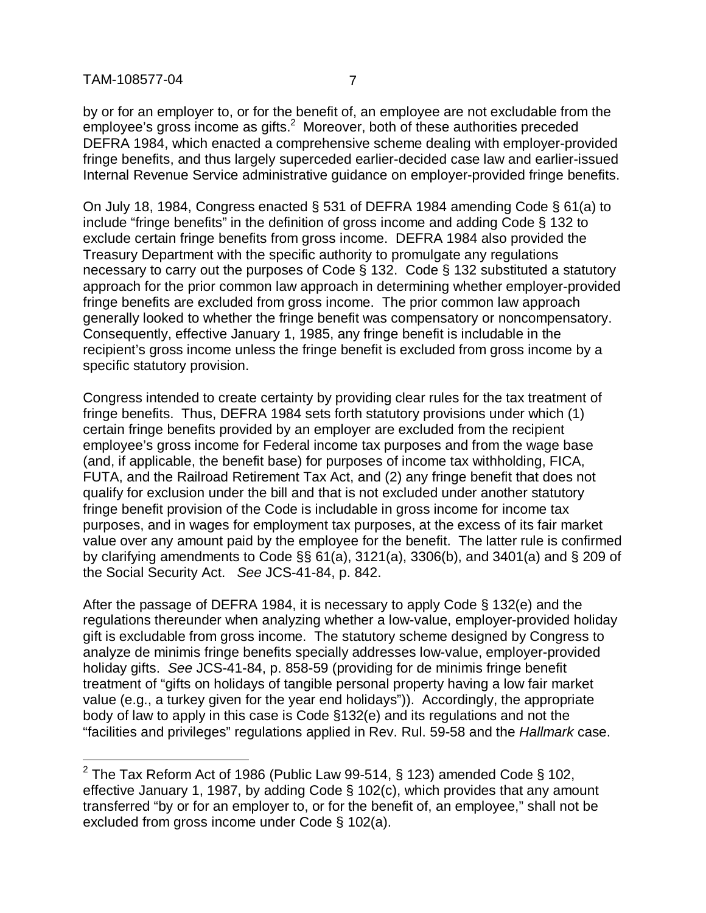by or for an employer to, or for the benefit of, an employee are not excludable from the employee's gross income as gifts.[2] Moreover, both of these authorities preceded DEFRA 1984, which enacted a comprehensive scheme dealing with employer-provided fringe benefits, and thus largely superceded earlier-decided case law and earlier-issued Internal Revenue Service administrative guidance on employer-provided fringe benefits.

On July 18, 1984, Congress enacted § 531 of DEFRA 1984 amending Code § 61(a) to include "fringe benefits" in the definition of gross income and adding Code § 132 to exclude certain fringe benefits from gross income. DEFRA 1984 also provided the Treasury Department with the specific authority to promulgate any regulations necessary to carry out the purposes of Code § 132. Code § 132 substituted a statutory approach for the prior common law approach in determining whether employer-provided fringe benefits are excluded from gross income. The prior common law approach generally looked to whether the fringe benefit was compensatory or noncompensatory. Consequently, effective January 1, 1985, any fringe benefit is includable in the recipient's gross income unless the fringe benefit is excluded from gross income by a specific statutory provision.

Congress intended to create certainty by providing clear rules for the tax treatment of fringe benefits. Thus, DEFRA 1984 sets forth statutory provisions under which (1) certain fringe benefits provided by an employer are excluded from the recipient employee's gross income for Federal income tax purposes and from the wage base (and, if applicable, the benefit base) for purposes of income tax withholding, FICA, FUTA, and the Railroad Retirement Tax Act, and (2) any fringe benefit that does not qualify for exclusion under the bill and that is not excluded under another statutory fringe benefit provision of the Code is includable in gross income for income tax purposes, and in wages for employment tax purposes, at the excess of its fair market value over any amount paid by the employee for the benefit. The latter rule is confirmed by clarifying amendments to Code §§ 61(a), 3121(a), 3306(b), and 3401(a) and § 209 of the Social Security Act. *See* JCS-41-84, p. 842.

After the passage of DEFRA 1984, it is necessary to apply Code § 132(e) and the regulations thereunder when analyzing whether a low-value, employer-provided holiday gift is excludable from gross income. The statutory scheme designed by Congress to analyze de minimis fringe benefits specially addresses low-value, employer-provided holiday gifts. *See* JCS-41-84, p. 858-59 (providing for de minimis fringe benefit treatment of "gifts on holidays of tangible personal property having a low fair market value (e.g., a turkey given for the year end holidays")). Accordingly, the appropriate body of law to apply in this case is Code §132(e) and its regulations and not the "facilities and privileges" regulations applied in Rev. Rul. 59-58 and the *Hallmark* case.

---

[2] The Tax Reform Act of 1986 (Public Law 99-514, § 123) amended Code § 102, effective January 1, 1987, by adding Code § 102(c), which provides that any amount transferred "by or for an employer to, or for the benefit of, an employee," shall not be excluded from gross income under Code § 102(a).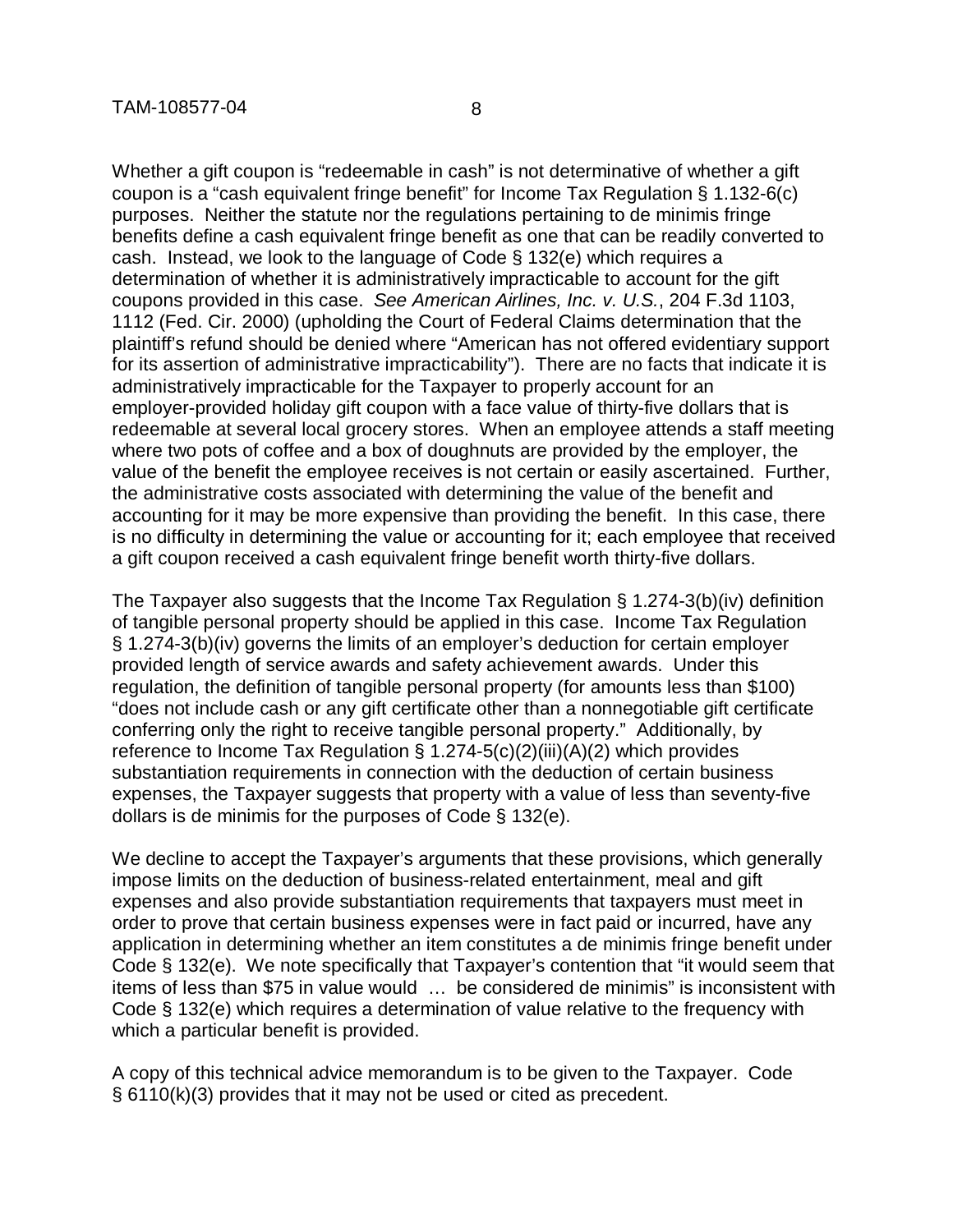Whether a gift coupon is “redeemable in cash” is not determinative of whether a gift coupon is a “cash equivalent fringe benefit” for Income Tax Regulation § 1.132-6(c) purposes. Neither the statute nor the regulations pertaining to de minimis fringe benefits define a cash equivalent fringe benefit as one that can be readily converted to cash. Instead, we look to the language of Code § 132(e) which requires a determination of whether it is administratively impracticable to account for the gift coupons provided in this case. *See American Airlines, Inc. v. U.S.*, 204 F.3d 1103, 1112 (Fed. Cir. 2000) (upholding the Court of Federal Claims determination that the plaintiff’s refund should be denied where “American has not offered evidentiary support for its assertion of administrative impracticability”). There are no facts that indicate it is administratively impracticable for the Taxpayer to properly account for an employer-provided holiday gift coupon with a face value of thirty-five dollars that is redeemable at several local grocery stores. When an employee attends a staff meeting where two pots of coffee and a box of doughnuts are provided by the employer, the value of the benefit the employee receives is not certain or easily ascertained. Further, the administrative costs associated with determining the value of the benefit and accounting for it may be more expensive than providing the benefit. In this case, there is no difficulty in determining the value or accounting for it; each employee that received a gift coupon received a cash equivalent fringe benefit worth thirty-five dollars.

The Taxpayer also suggests that the Income Tax Regulation § 1.274-3(b)(iv) definition of tangible personal property should be applied in this case. Income Tax Regulation § 1.274-3(b)(iv) governs the limits of an employer’s deduction for certain employer provided length of service awards and safety achievement awards. Under this regulation, the definition of tangible personal property (for amounts less than $100) “does not include cash or any gift certificate other than a nonnegotiable gift certificate conferring only the right to receive tangible personal property.” Additionally, by reference to Income Tax Regulation § 1.274-5(c)(2)(iii)(A)(2) which provides substantiation requirements in connection with the deduction of certain business expenses, the Taxpayer suggests that property with a value of less than seventy-five dollars is de minimis for the purposes of Code § 132(e).

We decline to accept the Taxpayer’s arguments that these provisions, which generally impose limits on the deduction of business-related entertainment, meal and gift expenses and also provide substantiation requirements that taxpayers must meet in order to prove that certain business expenses were in fact paid or incurred, have any application in determining whether an item constitutes a de minimis fringe benefit under Code § 132(e). We note specifically that Taxpayer’s contention that “it would seem that items of less than $75 in value would … be considered de minimis” is inconsistent with Code § 132(e) which requires a determination of value relative to the frequency with which a particular benefit is provided.

A copy of this technical advice memorandum is to be given to the Taxpayer. Code § 6110(k)(3) provides that it may not be used or cited as precedent.